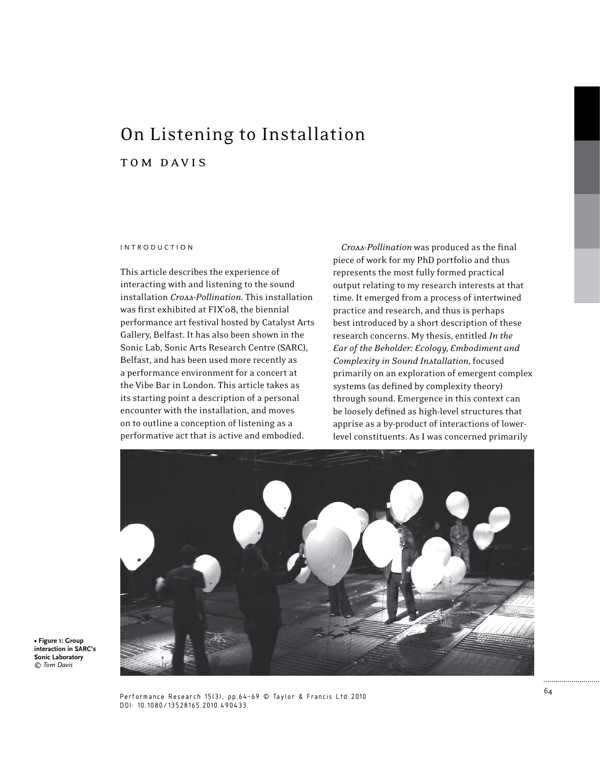# On Listening to Installation

## TOM DAVIS

### INTRODUCTION

This article describes the experience of interacting with and listening to the sound installation *Cross-Pollination*. This installation was first exhibited at FIX'08, the biennial performance art festival hosted by Catalyst Arts Gallery, Belfast. It has also been shown in the Sonic Lab, Sonic Arts Research Centre (SARC), Belfast, and has been used more recently as a performance environment for a concert at the Vibe Bar in London. This article takes as its starting point a description of a personal encounter with the installation, and moves on to outline a conception of listening as a performative act that is active and embodied.

*Cross-Pollination* was produced as the final piece of work for my PhD portfolio and thus represents the most fully formed practical output relating to my research interests at that time. It emerged from a process of intertwined practice and research, and thus is perhaps best introduced by a short description of these research concerns. My thesis, entitled *In the Ear of the Beholder: Ecology, Embodiment and Complexity in Sound Installation*, focused primarily on an exploration of emergent complex systems (as defined by complexity theory) through sound. Emergence in this context can be loosely defined as high-level structures that apprise as a by-product of interactions of lower-level constituents. As I was concerned primarily

**• Figure 1: Group interaction in SARC's Sonic Laboratory** *© Tom Davis*

Performance Research 15(3), pp.64-69 © Taylor & Francis Ltd 2010
DOI: 10.1080/13528165.2010.490433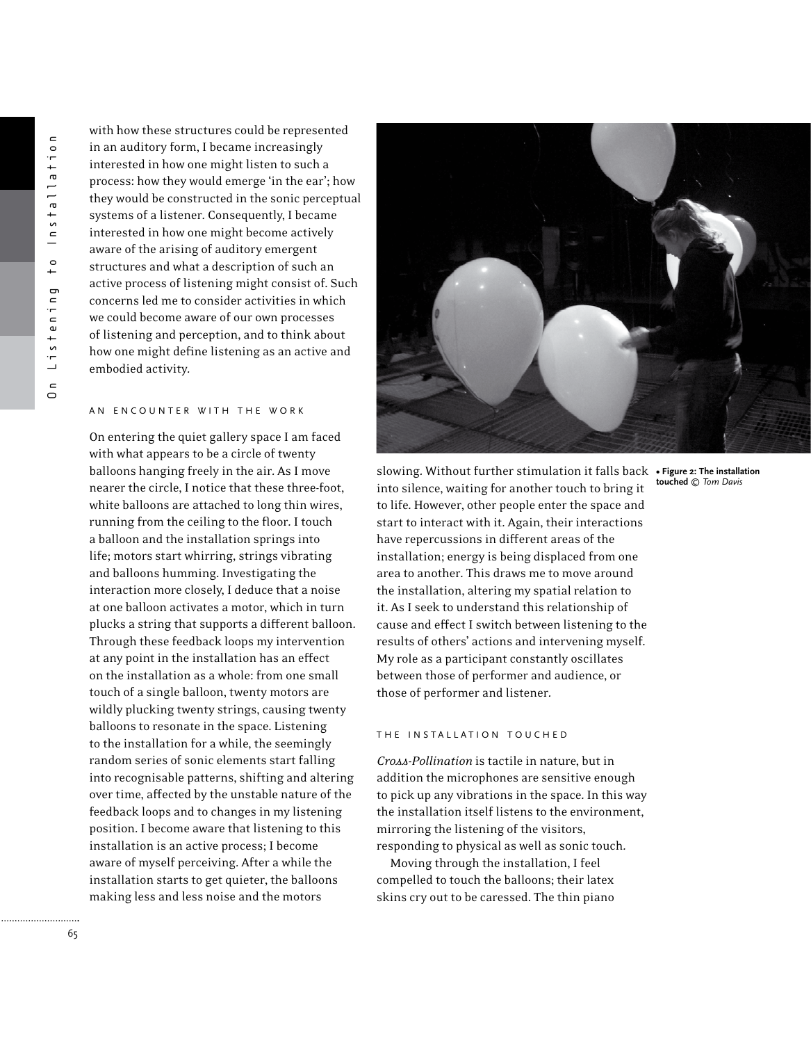with how these structures could be represented in an auditory form, I became increasingly interested in how one might listen to such a process: how they would emerge 'in the ear'; how they would be constructed in the sonic perceptual systems of a listener. Consequently, I became interested in how one might become actively aware of the arising of auditory emergent structures and what a description of such an active process of listening might consist of. Such concerns led me to consider activities in which we could become aware of our own processes of listening and perception, and to think about how one might define listening as an active and embodied activity.

## AN ENCOUNTER WITH THE WORK

On entering the quiet gallery space I am faced with what appears to be a circle of twenty balloons hanging freely in the air. As I move nearer the circle, I notice that these three-foot, white balloons are attached to long thin wires, running from the ceiling to the floor. I touch a balloon and the installation springs into life; motors start whirring, strings vibrating and balloons humming. Investigating the interaction more closely, I deduce that a noise at one balloon activates a motor, which in turn plucks a string that supports a different balloon. Through these feedback loops my intervention at any point in the installation has an effect on the installation as a whole: from one small touch of a single balloon, twenty motors are wildly plucking twenty strings, causing twenty balloons to resonate in the space. Listening to the installation for a while, the seemingly random series of sonic elements start falling into recognisable patterns, shifting and altering over time, affected by the unstable nature of the feedback loops and to changes in my listening position. I become aware that listening to this installation is an active process; I become aware of myself perceiving. After a while the installation starts to get quieter, the balloons making less and less noise and the motors slowing. Without further stimulation it falls back into silence, waiting for another touch to bring it to life. However, other people enter the space and start to interact with it. Again, their interactions have repercussions in different areas of the installation; energy is being displaced from one area to another. This draws me to move around the installation, altering my spatial relation to it. As I seek to understand this relationship of cause and effect I switch between listening to the results of others' actions and intervening myself. My role as a participant constantly oscillates between those of performer and audience, or those of performer and listener.

**• Figure 2: The installation touched** © *Tom Davis*

## THE INSTALLATION TOUCHED

*Cross-Pollination* is tactile in nature, but in addition the microphones are sensitive enough to pick up any vibrations in the space. In this way the installation itself listens to the environment, mirroring the listening of the visitors, responding to physical as well as sonic touch.

Moving through the installation, I feel compelled to touch the balloons; their latex skins cry out to be caressed. The thin piano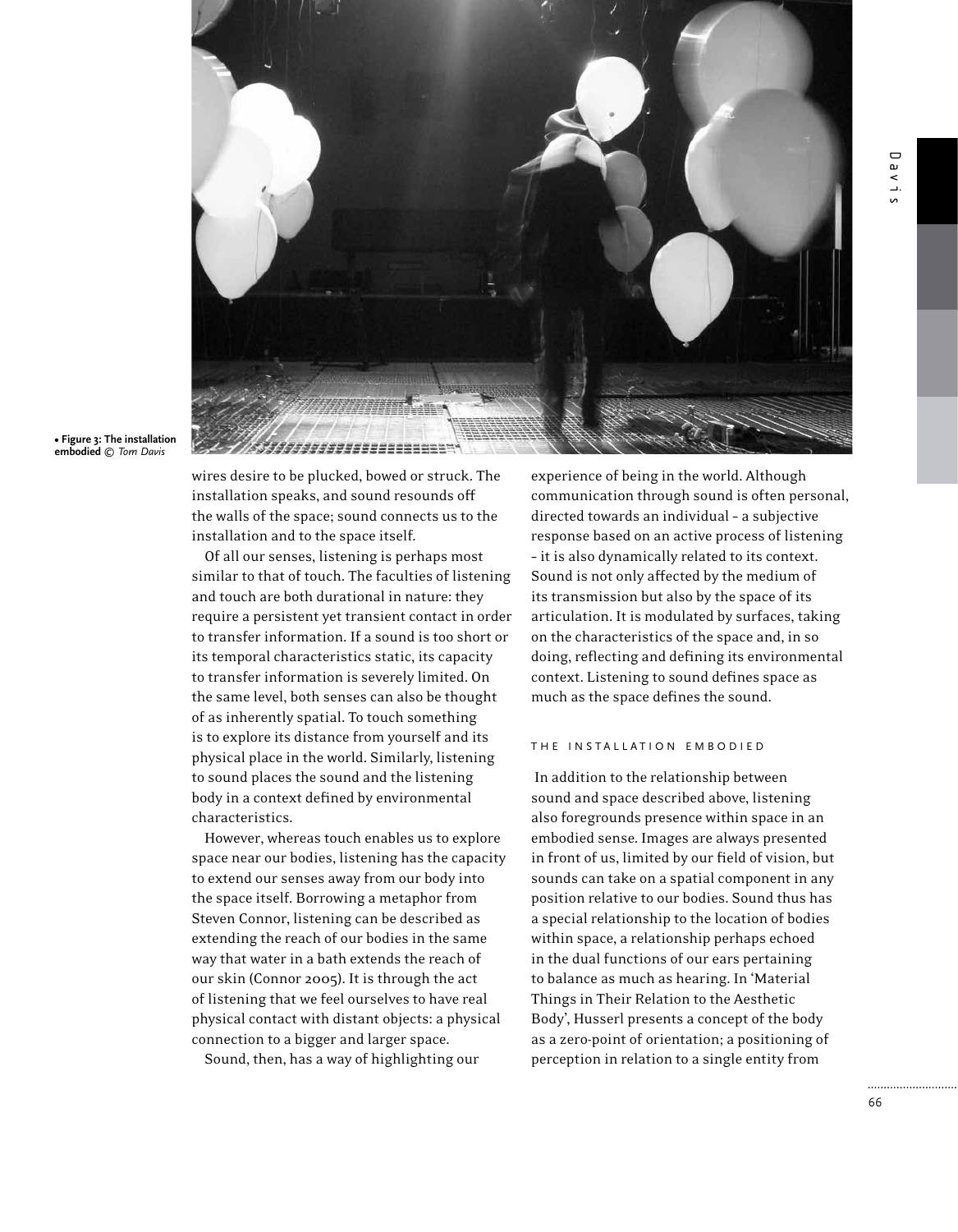• **Figure 3: The installation embodied** © *Tom Davis*

wires desire to be plucked, bowed or struck. The installation speaks, and sound resounds off the walls of the space; sound connects us to the installation and to the space itself.

Of all our senses, listening is perhaps most similar to that of touch. The faculties of listening and touch are both durational in nature: they require a persistent yet transient contact in order to transfer information. If a sound is too short or its temporal characteristics static, its capacity to transfer information is severely limited. On the same level, both senses can also be thought of as inherently spatial. To touch something is to explore its distance from yourself and its physical place in the world. Similarly, listening to sound places the sound and the listening body in a context defined by environmental characteristics.

However, whereas touch enables us to explore space near our bodies, listening has the capacity to extend our senses away from our body into the space itself. Borrowing a metaphor from Steven Connor, listening can be described as extending the reach of our bodies in the same way that water in a bath extends the reach of our skin (Connor 2005). It is through the act of listening that we feel ourselves to have real physical contact with distant objects: a physical connection to a bigger and larger space.

Sound, then, has a way of highlighting our experience of being in the world. Although communication through sound is often personal, directed towards an individual – a subjective response based on an active process of listening – it is also dynamically related to its context. Sound is not only affected by the medium of its transmission but also by the space of its articulation. It is modulated by surfaces, taking on the characteristics of the space and, in so doing, reflecting and defining its environmental context. Listening to sound defines space as much as the space defines the sound.

## THE INSTALLATION EMBODIED

In addition to the relationship between sound and space described above, listening also foregrounds presence within space in an embodied sense. Images are always presented in front of us, limited by our field of vision, but sounds can take on a spatial component in any position relative to our bodies. Sound thus has a special relationship to the location of bodies within space, a relationship perhaps echoed in the dual functions of our ears pertaining to balance as much as hearing. In 'Material Things in Their Relation to the Aesthetic Body', Husserl presents a concept of the body as a zero-point of orientation; a positioning of perception in relation to a single entity from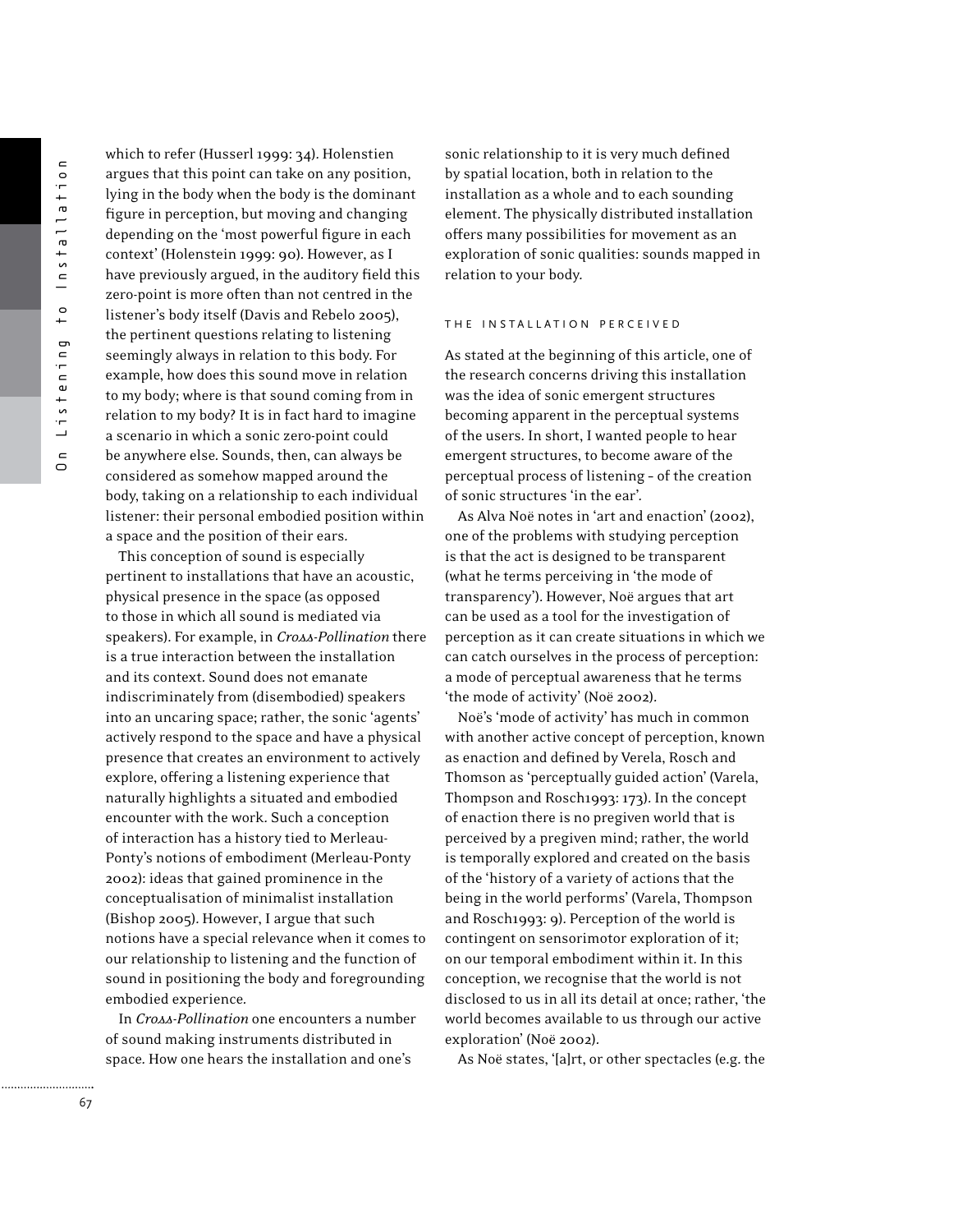which to refer (Husserl 1999: 34). Holenstien argues that this point can take on any position, lying in the body when the body is the dominant figure in perception, but moving and changing depending on the 'most powerful figure in each context' (Holenstein 1999: 90). However, as I have previously argued, in the auditory field this zero-point is more often than not centred in the listener's body itself (Davis and Rebelo 2005), the pertinent questions relating to listening seemingly always in relation to this body. For example, how does this sound move in relation to my body; where is that sound coming from in relation to my body? It is in fact hard to imagine a scenario in which a sonic zero-point could be anywhere else. Sounds, then, can always be considered as somehow mapped around the body, taking on a relationship to each individual listener: their personal embodied position within a space and the position of their ears.

This conception of sound is especially pertinent to installations that have an acoustic, physical presence in the space (as opposed to those in which all sound is mediated via speakers). For example, in *Cross-Pollination* there is a true interaction between the installation and its context. Sound does not emanate indiscriminately from (disembodied) speakers into an uncaring space; rather, the sonic 'agents' actively respond to the space and have a physical presence that creates an environment to actively explore, offering a listening experience that naturally highlights a situated and embodied encounter with the work. Such a conception of interaction has a history tied to Merleau-Ponty's notions of embodiment (Merleau-Ponty 2002): ideas that gained prominence in the conceptualisation of minimalist installation (Bishop 2005). However, I argue that such notions have a special relevance when it comes to our relationship to listening and the function of sound in positioning the body and foregrounding embodied experience.

In *Cross-Pollination* one encounters a number of sound making instruments distributed in space. How one hears the installation and one's sonic relationship to it is very much defined by spatial location, both in relation to the installation as a whole and to each sounding element. The physically distributed installation offers many possibilities for movement as an exploration of sonic qualities: sounds mapped in relation to your body.

## THE INSTALLATION PERCEIVED

As stated at the beginning of this article, one of the research concerns driving this installation was the idea of sonic emergent structures becoming apparent in the perceptual systems of the users. In short, I wanted people to hear emergent structures, to become aware of the perceptual process of listening – of the creation of sonic structures 'in the ear'.

As Alva Noë notes in 'art and enaction' (2002), one of the problems with studying perception is that the act is designed to be transparent (what he terms perceiving in 'the mode of transparency'). However, Noë argues that art can be used as a tool for the investigation of perception as it can create situations in which we can catch ourselves in the process of perception: a mode of perceptual awareness that he terms 'the mode of activity' (Noë 2002).

Noë's 'mode of activity' has much in common with another active concept of perception, known as enaction and defined by Verela, Rosch and Thomson as 'perceptually guided action' (Varela, Thompson and Rosch1993: 173). In the concept of enaction there is no pregiven world that is perceived by a pregiven mind; rather, the world is temporally explored and created on the basis of the 'history of a variety of actions that the being in the world performs' (Varela, Thompson and Rosch1993: 9). Perception of the world is contingent on sensorimotor exploration of it; on our temporal embodiment within it. In this conception, we recognise that the world is not disclosed to us in all its detail at once; rather, 'the world becomes available to us through our active exploration' (Noë 2002).

As Noë states, '[a]rt, or other spectacles (e.g. the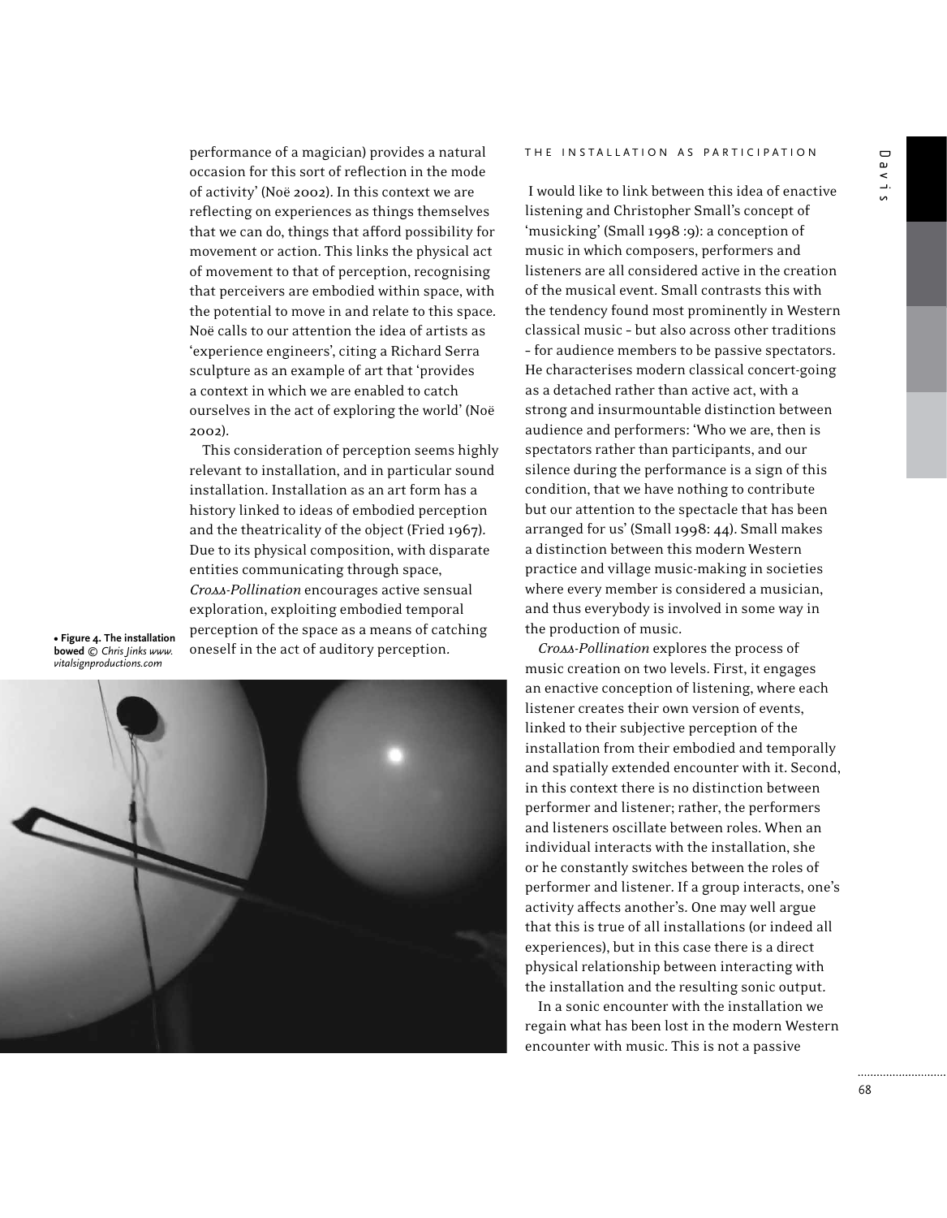performance of a magician) provides a natural occasion for this sort of reflection in the mode of activity' (Noë 2002). In this context we are reflecting on experiences as things themselves that we can do, things that afford possibility for movement or action. This links the physical act of movement to that of perception, recognising that perceivers are embodied within space, with the potential to move in and relate to this space. Noë calls to our attention the idea of artists as 'experience engineers', citing a Richard Serra sculpture as an example of art that 'provides a context in which we are enabled to catch ourselves in the act of exploring the world' (Noë 2002).

This consideration of perception seems highly relevant to installation, and in particular sound installation. Installation as an art form has a history linked to ideas of embodied perception and the theatricality of the object (Fried 1967). Due to its physical composition, with disparate entities communicating through space, *Cross-Pollination* encourages active sensual exploration, exploiting embodied temporal perception of the space as a means of catching oneself in the act of auditory perception.

• **Figure 4. The installation bowed** *© Chris Jinks www.vitalsignproductions.com*

## THE INSTALLATION AS PARTICIPATION

I would like to link between this idea of enactive listening and Christopher Small's concept of 'musicking' (Small 1998 :9): a conception of music in which composers, performers and listeners are all considered active in the creation of the musical event. Small contrasts this with the tendency found most prominently in Western classical music – but also across other traditions – for audience members to be passive spectators. He characterises modern classical concert-going as a detached rather than active act, with a strong and insurmountable distinction between audience and performers: 'Who we are, then is spectators rather than participants, and our silence during the performance is a sign of this condition, that we have nothing to contribute but our attention to the spectacle that has been arranged for us' (Small 1998: 44). Small makes a distinction between this modern Western practice and village music-making in societies where every member is considered a musician, and thus everybody is involved in some way in the production of music.

*Cross-Pollination* explores the process of music creation on two levels. First, it engages an enactive conception of listening, where each listener creates their own version of events, linked to their subjective perception of the installation from their embodied and temporally and spatially extended encounter with it. Second, in this context there is no distinction between performer and listener; rather, the performers and listeners oscillate between roles. When an individual interacts with the installation, she or he constantly switches between the roles of performer and listener. If a group interacts, one's activity affects another's. One may well argue that this is true of all installations (or indeed all experiences), but in this case there is a direct physical relationship between interacting with the installation and the resulting sonic output.

In a sonic encounter with the installation we regain what has been lost in the modern Western encounter with music. This is not a passive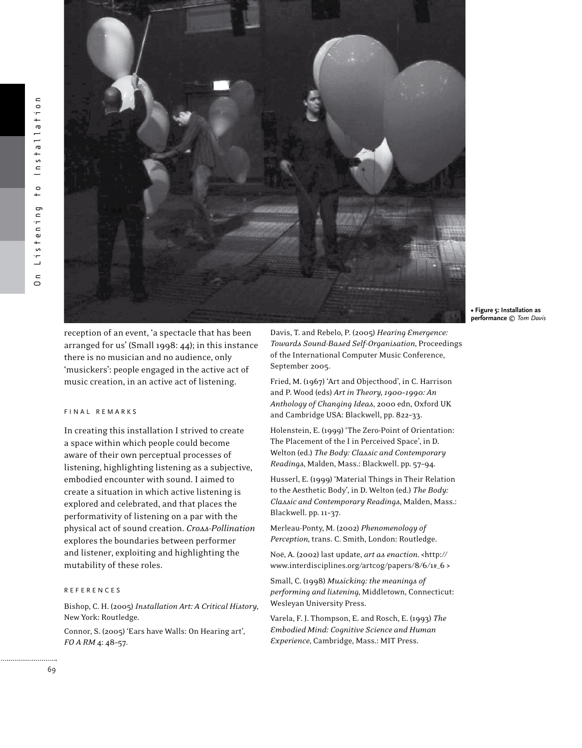• **Figure 5: Installation as performance** © *Tom Davis*

reception of an event, 'a spectacle that has been arranged for us' (Small 1998: 44); in this instance there is no musician and no audience, only 'musickers': people engaged in the active act of music creation, in an active act of listening.

## FINAL REMARKS

In creating this installation I strived to create a space within which people could become aware of their own perceptual processes of listening, highlighting listening as a subjective, embodied encounter with sound. I aimed to create a situation in which active listening is explored and celebrated, and that places the performativity of listening on a par with the physical act of sound creation. *Cross-Pollination* explores the boundaries between performer and listener, exploiting and highlighting the mutability of these roles.

## REFERENCES

Bishop, C. H. (2005) *Installation Art: A Critical History*, New York: Routledge.

Connor, S. (2005) 'Ears have Walls: On Hearing art', *FO A RM* 4: 48–57.

Davis, T. and Rebelo, P. (2005) *Hearing Emergence: Towards Sound-Based Self-Organisation*, Proceedings of the International Computer Music Conference, September 2005.

Fried, M. (1967) 'Art and Objecthood', in C. Harrison and P. Wood (eds) *Art in Theory, 1900–1990: An Anthology of Changing Ideas*, 2000 edn, Oxford UK and Cambridge USA: Blackwell, pp. 822–33.

Holenstein, E. (1999) 'The Zero-Point of Orientation: The Placement of the I in Perceived Space', in D. Welton (ed.) *The Body: Classic and Contemporary Readings*, Malden, Mass.: Blackwell. pp. 57–94.

Husserl, E. (1999) 'Material Things in Their Relation to the Aesthetic Body', in D. Welton (ed.) *The Body: Classic and Contemporary Readings*, Malden, Mass.: Blackwell. pp. 11–37.

Merleau-Ponty, M. (2002) *Phenomenology of Perception*, trans. C. Smith, London: Routledge.

Noë, A. (2002) last update, *art as enaction*. <http://www.interdisciplines.org/artcog/papers/8/6/1#_6 >

Small, C. (1998) *Musicking: the meanings of performing and listening*, Middletown, Connecticut: Wesleyan University Press.

Varela, F. J. Thompson, E. and Rosch, E. (1993) *The Embodied Mind: Cognitive Science and Human Experience*, Cambridge, Mass.: MIT Press.